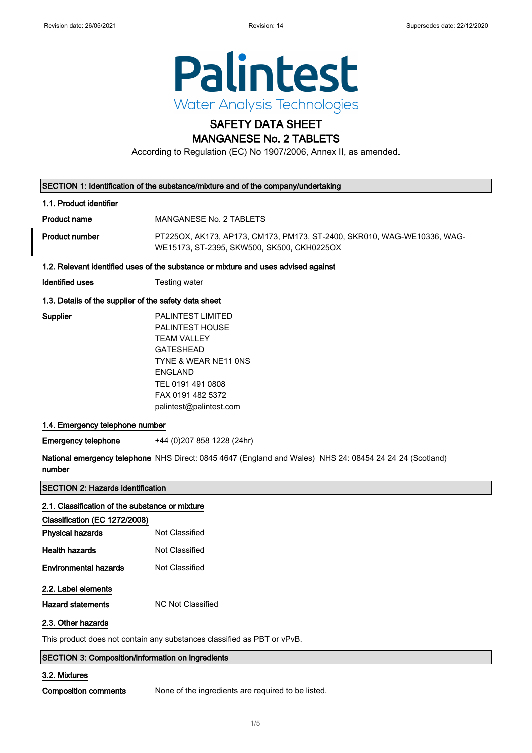Revision date: 26/05/2021 Revision: 14 Supersedes date: 22/12/2020

**Palintest**
Water Analysis Technologies

# SAFETY DATA SHEET
# MANGANESE No. 2 TABLETS

According to Regulation (EC) No 1907/2006, Annex II, as amended.

## SECTION 1: Identification of the substance/mixture and of the company/undertaking

### 1.1. Product identifier

**Product name** MANGANESE No. 2 TABLETS

**Product number** PT225OX, AK173, AP173, CM173, PM173, ST-2400, SKR010, WAG-WE10336, WAG-WE15173, ST-2395, SKW500, SK500, CKH0225OX

### 1.2. Relevant identified uses of the substance or mixture and uses advised against

**Identified uses** Testing water

### 1.3. Details of the supplier of the safety data sheet

**Supplier**
PALINTEST LIMITED
PALINTEST HOUSE
TEAM VALLEY
GATESHEAD
TYNE & WEAR NE11 0NS
ENGLAND
TEL 0191 491 0808
FAX 0191 482 5372
palintest@palintest.com

### 1.4. Emergency telephone number

**Emergency telephone** +44 (0)207 858 1228 (24hr)

**National emergency telephone number** NHS Direct: 0845 4647 (England and Wales) NHS 24: 08454 24 24 24 (Scotland)

## SECTION 2: Hazards identification

### 2.1. Classification of the substance or mixture

**Classification (EC 1272/2008)**

**Physical hazards** Not Classified

**Health hazards** Not Classified

**Environmental hazards** Not Classified

### 2.2. Label elements

**Hazard statements** NC Not Classified

### 2.3. Other hazards

This product does not contain any substances classified as PBT or vPvB.

## SECTION 3: Composition/information on ingredients

### 3.2. Mixtures

**Composition comments** None of the ingredients are required to be listed.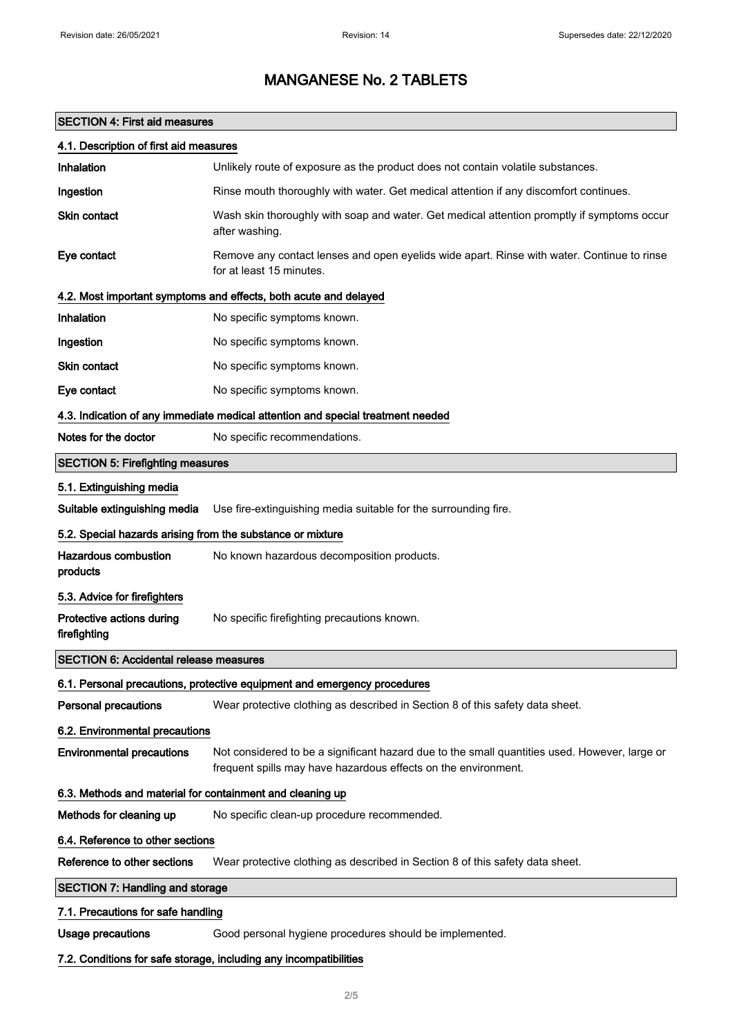# MANGANESE No. 2 TABLETS

## SECTION 4: First aid measures

### 4.1. Description of first aid measures

**Inhalation** Unlikely route of exposure as the product does not contain volatile substances.

**Ingestion** Rinse mouth thoroughly with water. Get medical attention if any discomfort continues.

**Skin contact** Wash skin thoroughly with soap and water. Get medical attention promptly if symptoms occur after washing.

**Eye contact** Remove any contact lenses and open eyelids wide apart. Rinse with water. Continue to rinse for at least 15 minutes.

### 4.2. Most important symptoms and effects, both acute and delayed

**Inhalation** No specific symptoms known.

**Ingestion** No specific symptoms known.

**Skin contact** No specific symptoms known.

**Eye contact** No specific symptoms known.

### 4.3. Indication of any immediate medical attention and special treatment needed

**Notes for the doctor** No specific recommendations.

## SECTION 5: Firefighting measures

### 5.1. Extinguishing media

**Suitable extinguishing media** Use fire-extinguishing media suitable for the surrounding fire.

### 5.2. Special hazards arising from the substance or mixture

**Hazardous combustion products** No known hazardous decomposition products.

### 5.3. Advice for firefighters

**Protective actions during firefighting** No specific firefighting precautions known.

## SECTION 6: Accidental release measures

### 6.1. Personal precautions, protective equipment and emergency procedures

**Personal precautions** Wear protective clothing as described in Section 8 of this safety data sheet.

### 6.2. Environmental precautions

**Environmental precautions** Not considered to be a significant hazard due to the small quantities used. However, large or frequent spills may have hazardous effects on the environment.

### 6.3. Methods and material for containment and cleaning up

**Methods for cleaning up** No specific clean-up procedure recommended.

### 6.4. Reference to other sections

**Reference to other sections** Wear protective clothing as described in Section 8 of this safety data sheet.

## SECTION 7: Handling and storage

### 7.1. Precautions for safe handling

**Usage precautions** Good personal hygiene procedures should be implemented.

### 7.2. Conditions for safe storage, including any incompatibilities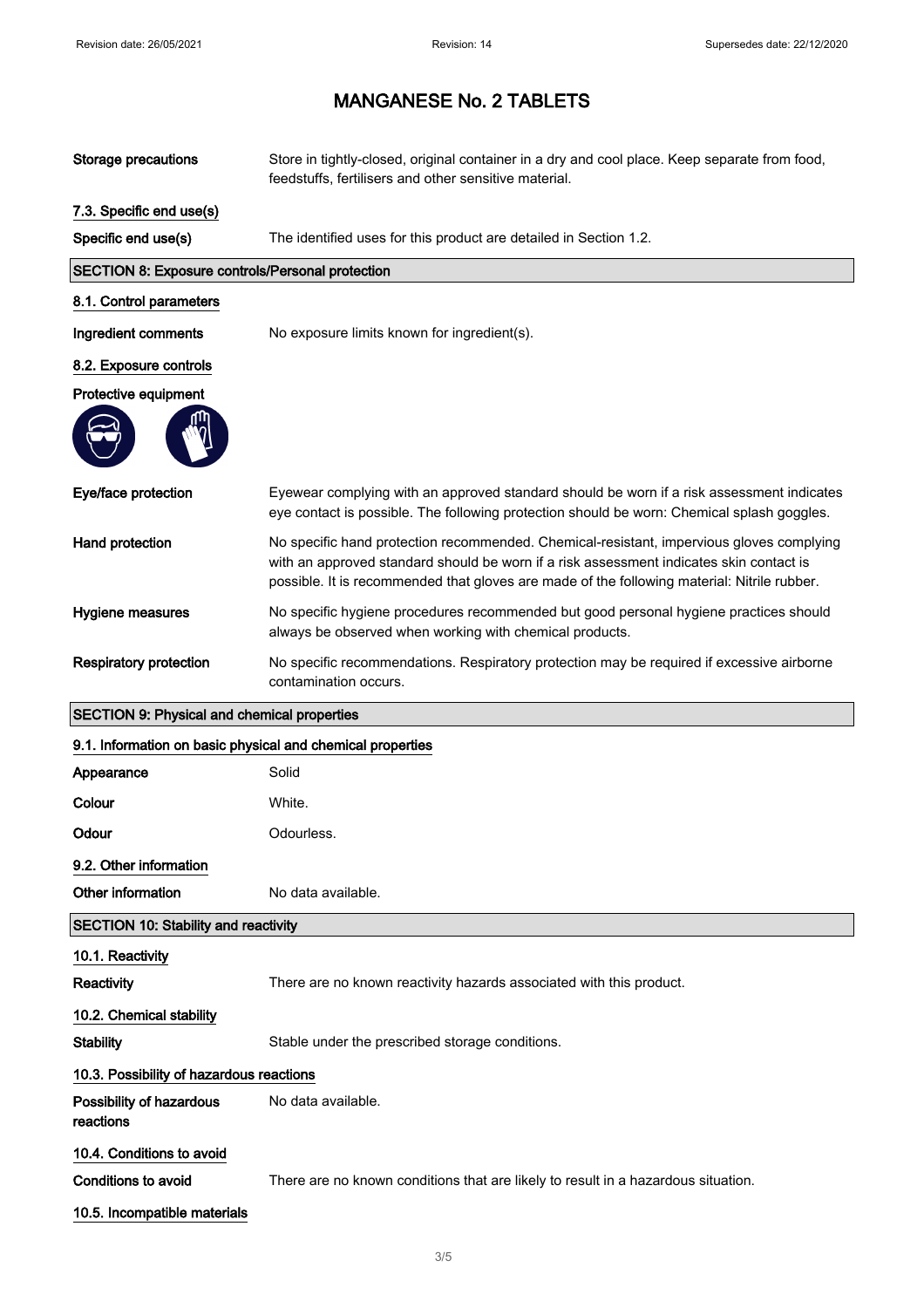# MANGANESE No. 2 TABLETS

**Storage precautions** Store in tightly-closed, original container in a dry and cool place. Keep separate from food, feedstuffs, fertilisers and other sensitive material.

### 7.3. Specific end use(s)

**Specific end use(s)** The identified uses for this product are detailed in Section 1.2.

## SECTION 8: Exposure controls/Personal protection

### 8.1. Control parameters

**Ingredient comments** No exposure limits known for ingredient(s).

### 8.2. Exposure controls

**Protective equipment**

**Eye/face protection** Eyewear complying with an approved standard should be worn if a risk assessment indicates eye contact is possible. The following protection should be worn: Chemical splash goggles.

**Hand protection** No specific hand protection recommended. Chemical-resistant, impervious gloves complying with an approved standard should be worn if a risk assessment indicates skin contact is possible. It is recommended that gloves are made of the following material: Nitrile rubber.

**Hygiene measures** No specific hygiene procedures recommended but good personal hygiene practices should always be observed when working with chemical products.

**Respiratory protection** No specific recommendations. Respiratory protection may be required if excessive airborne contamination occurs.

## SECTION 9: Physical and chemical properties

### 9.1. Information on basic physical and chemical properties

**Appearance** Solid

**Colour** White.

**Odour** Odourless.

### 9.2. Other information

**Other information** No data available.

## SECTION 10: Stability and reactivity

### 10.1. Reactivity

**Reactivity** There are no known reactivity hazards associated with this product.

### 10.2. Chemical stability

**Stability** Stable under the prescribed storage conditions.

### 10.3. Possibility of hazardous reactions

**Possibility of hazardous reactions** No data available.

### 10.4. Conditions to avoid

**Conditions to avoid** There are no known conditions that are likely to result in a hazardous situation.

### 10.5. Incompatible materials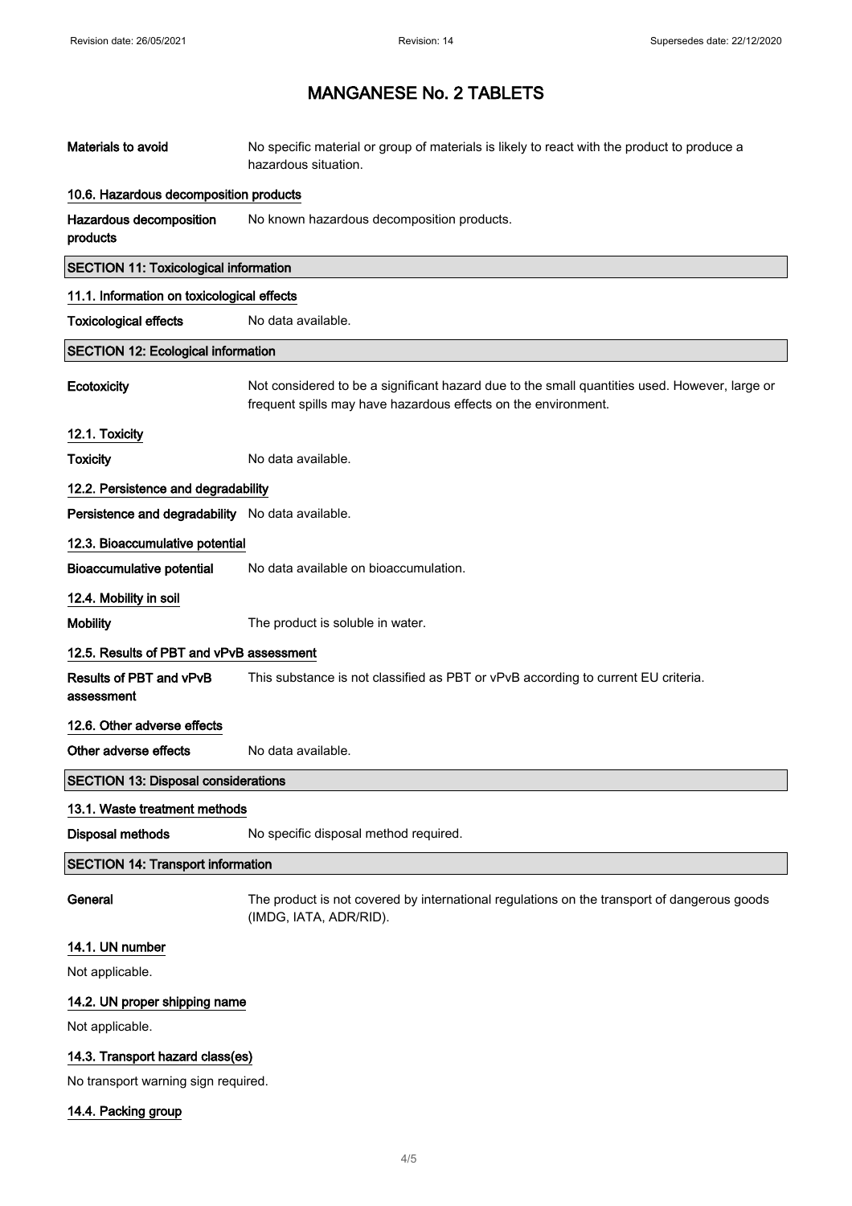# MANGANESE No. 2 TABLETS

| | |
|---|---|
| **Materials to avoid** | No specific material or group of materials is likely to react with the product to produce a hazardous situation. |

### 10.6. Hazardous decomposition products

| | |
|---|---|
| **Hazardous decomposition products** | No known hazardous decomposition products. |

## SECTION 11: Toxicological information

### 11.1. Information on toxicological effects

| | |
|---|---|
| **Toxicological effects** | No data available. |

## SECTION 12: Ecological information

| | |
|---|---|
| **Ecotoxicity** | Not considered to be a significant hazard due to the small quantities used. However, large or frequent spills may have hazardous effects on the environment. |

### 12.1. Toxicity

| | |
|---|---|
| **Toxicity** | No data available. |

### 12.2. Persistence and degradability

| | |
|---|---|
| **Persistence and degradability** | No data available. |

### 12.3. Bioaccumulative potential

| | |
|---|---|
| **Bioaccumulative potential** | No data available on bioaccumulation. |

### 12.4. Mobility in soil

| | |
|---|---|
| **Mobility** | The product is soluble in water. |

### 12.5. Results of PBT and vPvB assessment

| | |
|---|---|
| **Results of PBT and vPvB assessment** | This substance is not classified as PBT or vPvB according to current EU criteria. |

### 12.6. Other adverse effects

| | |
|---|---|
| **Other adverse effects** | No data available. |

## SECTION 13: Disposal considerations

### 13.1. Waste treatment methods

| | |
|---|---|
| **Disposal methods** | No specific disposal method required. |

## SECTION 14: Transport information

| | |
|---|---|
| **General** | The product is not covered by international regulations on the transport of dangerous goods (IMDG, IATA, ADR/RID). |

### 14.1. UN number

Not applicable.

### 14.2. UN proper shipping name

Not applicable.

### 14.3. Transport hazard class(es)

No transport warning sign required.

### 14.4. Packing group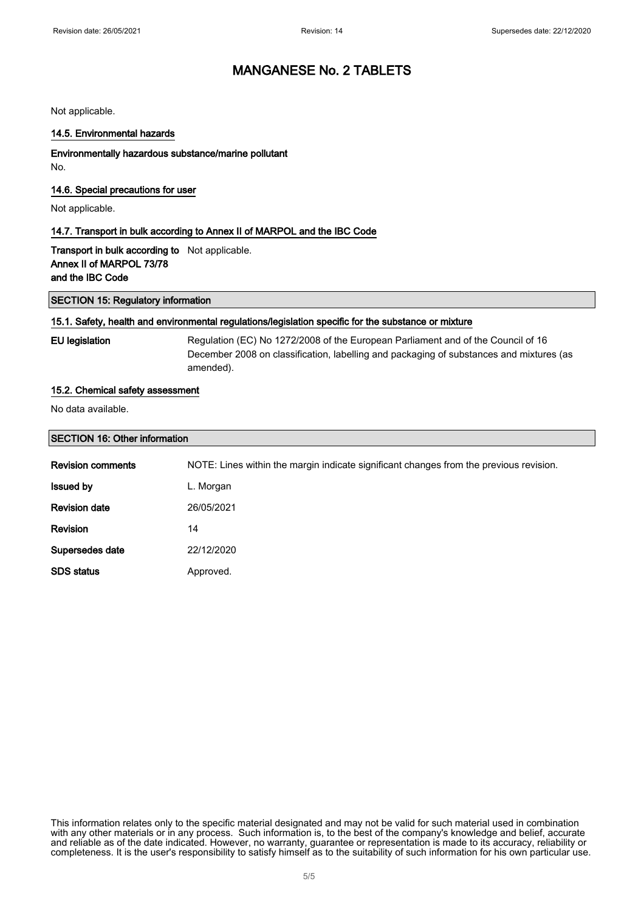Not applicable.

### 14.5. Environmental hazards

**Environmentally hazardous substance/marine pollutant**

No.

### 14.6. Special precautions for user

Not applicable.

### 14.7. Transport in bulk according to Annex II of MARPOL and the IBC Code

| | |
|---|---|
| **Transport in bulk according to Annex II of MARPOL 73/78 and the IBC Code** | Not applicable. |

## SECTION 15: Regulatory information

### 15.1. Safety, health and environmental regulations/legislation specific for the substance or mixture

| | |
|---|---|
| **EU legislation** | Regulation (EC) No 1272/2008 of the European Parliament and of the Council of 16 December 2008 on classification, labelling and packaging of substances and mixtures (as amended). |

### 15.2. Chemical safety assessment

No data available.

## SECTION 16: Other information

| | |
|---|---|
| **Revision comments** | NOTE: Lines within the margin indicate significant changes from the previous revision. |
| **Issued by** | L. Morgan |
| **Revision date** | 26/05/2021 |
| **Revision** | 14 |
| **Supersedes date** | 22/12/2020 |
| **SDS status** | Approved. |

This information relates only to the specific material designated and may not be valid for such material used in combination with any other materials or in any process. Such information is, to the best of the company's knowledge and belief, accurate and reliable as of the date indicated. However, no warranty, guarantee or representation is made to its accuracy, reliability or completeness. It is the user's responsibility to satisfy himself as to the suitability of such information for his own particular use.